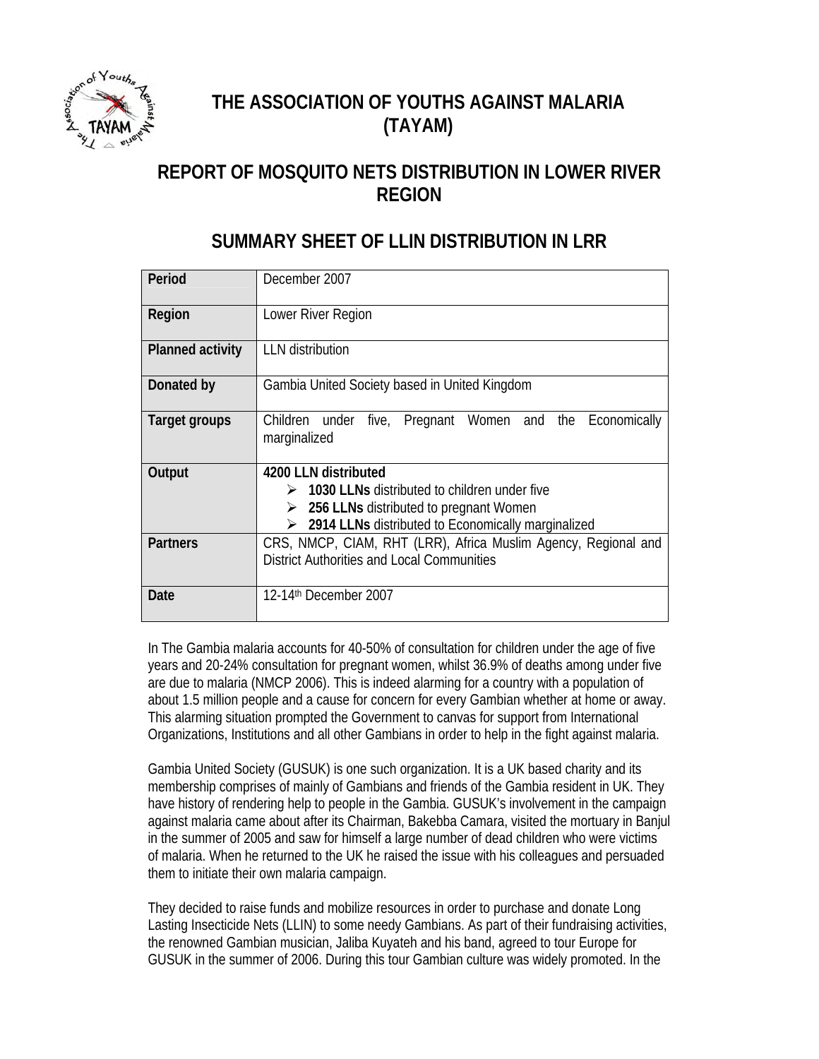# THE ASSOCIATION OF YOUTHS AGAINST MALARIA (TAYAM)

## REPORT OF MOSQUITO NETS DISTRIBUTION IN LOWER RIVER REGION

## SUMMARY SHEET OF LLIN DISTRIBUTION IN LRR

| | |
|---|---|
| **Period** | December 2007 |
| **Region** | Lower River Region |
| **Planned activity** | LLN distribution |
| **Donated by** | Gambia United Society based in United Kingdom |
| **Target groups** | Children under five, Pregnant Women and the Economically marginalized |
| **Output** | **4200 LLN distributed**<br>➢ **1030 LLNs** distributed to children under five<br>➢ **256 LLNs** distributed to pregnant Women<br>➢ **2914 LLNs** distributed to Economically marginalized |
| **Partners** | CRS, NMCP, CIAM, RHT (LRR), Africa Muslim Agency, Regional and District Authorities and Local Communities |
| **Date** | 12-14th December 2007 |

In The Gambia malaria accounts for 40-50% of consultation for children under the age of five years and 20-24% consultation for pregnant women, whilst 36.9% of deaths among under five are due to malaria (NMCP 2006). This is indeed alarming for a country with a population of about 1.5 million people and a cause for concern for every Gambian whether at home or away. This alarming situation prompted the Government to canvas for support from International Organizations, Institutions and all other Gambians in order to help in the fight against malaria.

Gambia United Society (GUSUK) is one such organization. It is a UK based charity and its membership comprises of mainly of Gambians and friends of the Gambia resident in UK. They have history of rendering help to people in the Gambia. GUSUK's involvement in the campaign against malaria came about after its Chairman, Bakebba Camara, visited the mortuary in Banjul in the summer of 2005 and saw for himself a large number of dead children who were victims of malaria. When he returned to the UK he raised the issue with his colleagues and persuaded them to initiate their own malaria campaign.

They decided to raise funds and mobilize resources in order to purchase and donate Long Lasting Insecticide Nets (LLIN) to some needy Gambians. As part of their fundraising activities, the renowned Gambian musician, Jaliba Kuyateh and his band, agreed to tour Europe for GUSUK in the summer of 2006. During this tour Gambian culture was widely promoted. In the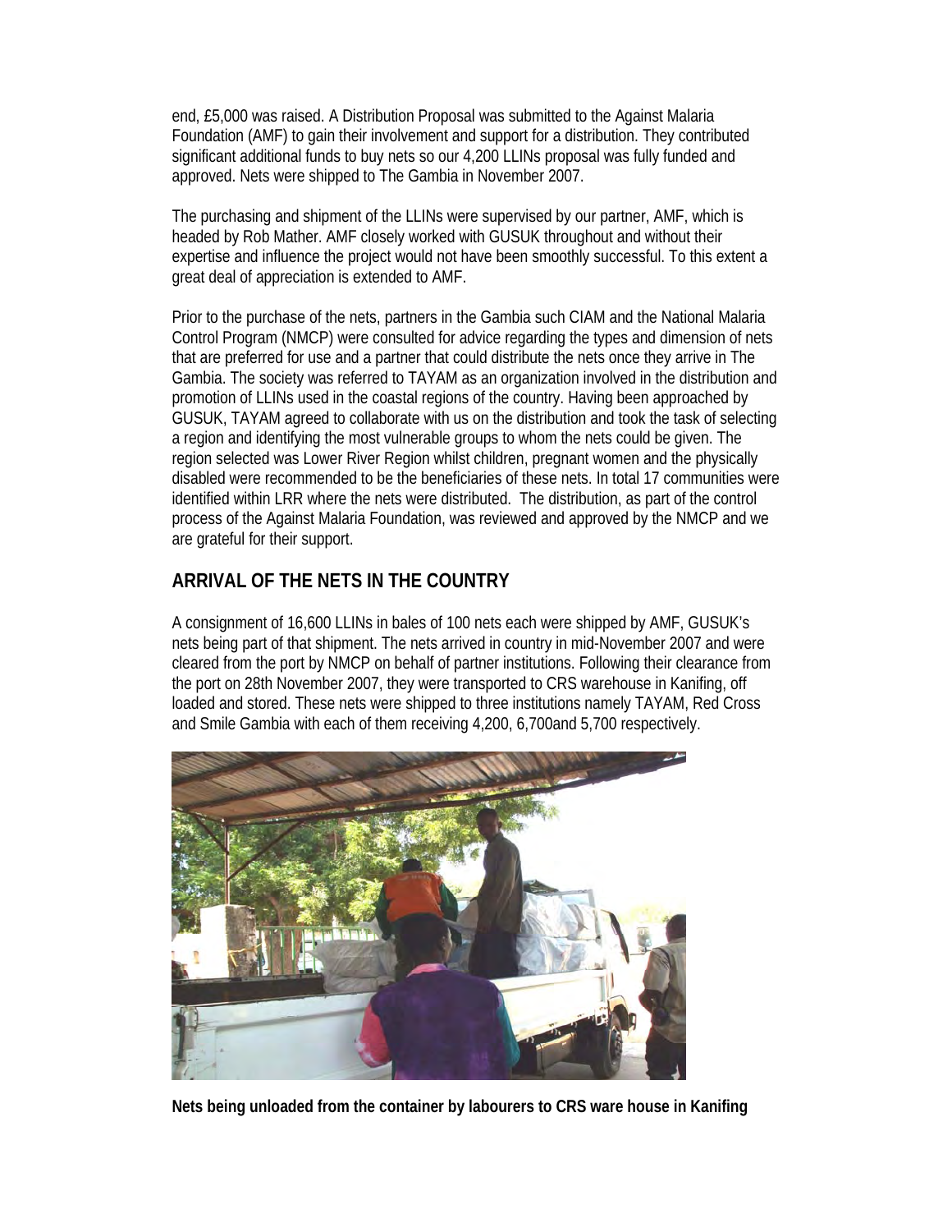end, £5,000 was raised. A Distribution Proposal was submitted to the Against Malaria Foundation (AMF) to gain their involvement and support for a distribution. They contributed significant additional funds to buy nets so our 4,200 LLINs proposal was fully funded and approved. Nets were shipped to The Gambia in November 2007.

The purchasing and shipment of the LLINs were supervised by our partner, AMF, which is headed by Rob Mather. AMF closely worked with GUSUK throughout and without their expertise and influence the project would not have been smoothly successful. To this extent a great deal of appreciation is extended to AMF.

Prior to the purchase of the nets, partners in the Gambia such CIAM and the National Malaria Control Program (NMCP) were consulted for advice regarding the types and dimension of nets that are preferred for use and a partner that could distribute the nets once they arrive in The Gambia. The society was referred to TAYAM as an organization involved in the distribution and promotion of LLINs used in the coastal regions of the country. Having been approached by GUSUK, TAYAM agreed to collaborate with us on the distribution and took the task of selecting a region and identifying the most vulnerable groups to whom the nets could be given. The region selected was Lower River Region whilst children, pregnant women and the physically disabled were recommended to be the beneficiaries of these nets. In total 17 communities were identified within LRR where the nets were distributed. The distribution, as part of the control process of the Against Malaria Foundation, was reviewed and approved by the NMCP and we are grateful for their support.

## ARRIVAL OF THE NETS IN THE COUNTRY

A consignment of 16,600 LLINs in bales of 100 nets each were shipped by AMF, GUSUK's nets being part of that shipment. The nets arrived in country in mid-November 2007 and were cleared from the port by NMCP on behalf of partner institutions. Following their clearance from the port on 28th November 2007, they were transported to CRS warehouse in Kanifing, off loaded and stored. These nets were shipped to three institutions namely TAYAM, Red Cross and Smile Gambia with each of them receiving 4,200, 6,700and 5,700 respectively.

**Nets being unloaded from the container by labourers to CRS ware house in Kanifing**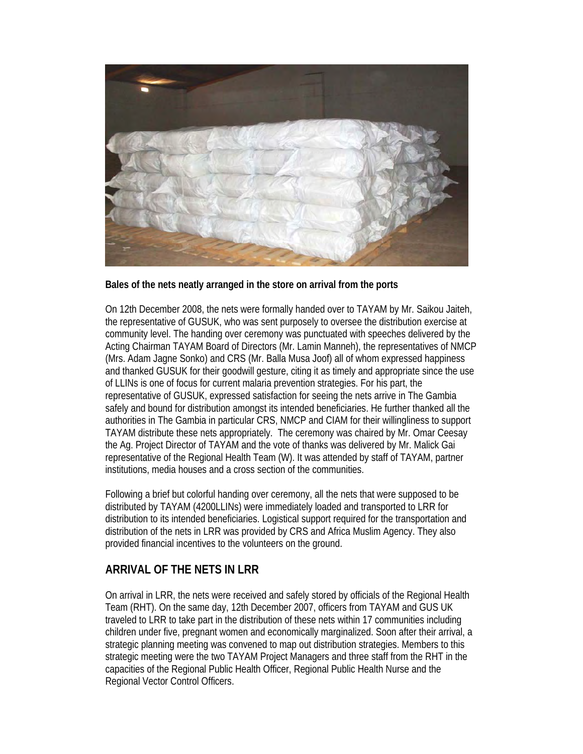**Bales of the nets neatly arranged in the store on arrival from the ports**

On 12th December 2008, the nets were formally handed over to TAYAM by Mr. Saikou Jaiteh, the representative of GUSUK, who was sent purposely to oversee the distribution exercise at community level. The handing over ceremony was punctuated with speeches delivered by the Acting Chairman TAYAM Board of Directors (Mr. Lamin Manneh), the representatives of NMCP (Mrs. Adam Jagne Sonko) and CRS (Mr. Balla Musa Joof) all of whom expressed happiness and thanked GUSUK for their goodwill gesture, citing it as timely and appropriate since the use of LLINs is one of focus for current malaria prevention strategies. For his part, the representative of GUSUK, expressed satisfaction for seeing the nets arrive in The Gambia safely and bound for distribution amongst its intended beneficiaries. He further thanked all the authorities in The Gambia in particular CRS, NMCP and CIAM for their willingliness to support TAYAM distribute these nets appropriately. The ceremony was chaired by Mr. Omar Ceesay the Ag. Project Director of TAYAM and the vote of thanks was delivered by Mr. Malick Gai representative of the Regional Health Team (W). It was attended by staff of TAYAM, partner institutions, media houses and a cross section of the communities.

Following a brief but colorful handing over ceremony, all the nets that were supposed to be distributed by TAYAM (4200LLINs) were immediately loaded and transported to LRR for distribution to its intended beneficiaries. Logistical support required for the transportation and distribution of the nets in LRR was provided by CRS and Africa Muslim Agency. They also provided financial incentives to the volunteers on the ground.

## ARRIVAL OF THE NETS IN LRR

On arrival in LRR, the nets were received and safely stored by officials of the Regional Health Team (RHT). On the same day, 12th December 2007, officers from TAYAM and GUS UK traveled to LRR to take part in the distribution of these nets within 17 communities including children under five, pregnant women and economically marginalized. Soon after their arrival, a strategic planning meeting was convened to map out distribution strategies. Members to this strategic meeting were the two TAYAM Project Managers and three staff from the RHT in the capacities of the Regional Public Health Officer, Regional Public Health Nurse and the Regional Vector Control Officers.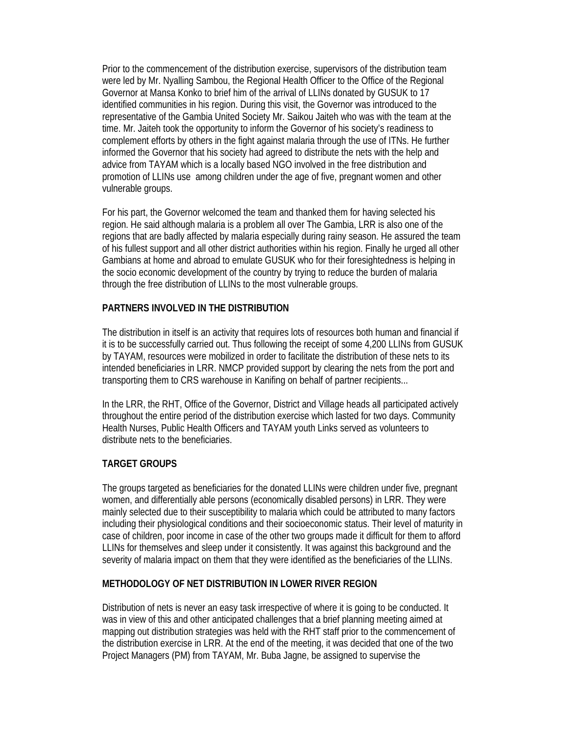Prior to the commencement of the distribution exercise, supervisors of the distribution team were led by Mr. Nyalling Sambou, the Regional Health Officer to the Office of the Regional Governor at Mansa Konko to brief him of the arrival of LLINs donated by GUSUK to 17 identified communities in his region. During this visit, the Governor was introduced to the representative of the Gambia United Society Mr. Saikou Jaiteh who was with the team at the time. Mr. Jaiteh took the opportunity to inform the Governor of his society's readiness to complement efforts by others in the fight against malaria through the use of ITNs. He further informed the Governor that his society had agreed to distribute the nets with the help and advice from TAYAM which is a locally based NGO involved in the free distribution and promotion of LLINs use among children under the age of five, pregnant women and other vulnerable groups.

For his part, the Governor welcomed the team and thanked them for having selected his region. He said although malaria is a problem all over The Gambia, LRR is also one of the regions that are badly affected by malaria especially during rainy season. He assured the team of his fullest support and all other district authorities within his region. Finally he urged all other Gambians at home and abroad to emulate GUSUK who for their foresightedness is helping in the socio economic development of the country by trying to reduce the burden of malaria through the free distribution of LLINs to the most vulnerable groups.

**PARTNERS INVOLVED IN THE DISTRIBUTION**

The distribution in itself is an activity that requires lots of resources both human and financial if it is to be successfully carried out. Thus following the receipt of some 4,200 LLINs from GUSUK by TAYAM, resources were mobilized in order to facilitate the distribution of these nets to its intended beneficiaries in LRR. NMCP provided support by clearing the nets from the port and transporting them to CRS warehouse in Kanifing on behalf of partner recipients...

In the LRR, the RHT, Office of the Governor, District and Village heads all participated actively throughout the entire period of the distribution exercise which lasted for two days. Community Health Nurses, Public Health Officers and TAYAM youth Links served as volunteers to distribute nets to the beneficiaries.

**TARGET GROUPS**

The groups targeted as beneficiaries for the donated LLINs were children under five, pregnant women, and differentially able persons (economically disabled persons) in LRR. They were mainly selected due to their susceptibility to malaria which could be attributed to many factors including their physiological conditions and their socioeconomic status. Their level of maturity in case of children, poor income in case of the other two groups made it difficult for them to afford LLINs for themselves and sleep under it consistently. It was against this background and the severity of malaria impact on them that they were identified as the beneficiaries of the LLINs.

**METHODOLOGY OF NET DISTRIBUTION IN LOWER RIVER REGION**

Distribution of nets is never an easy task irrespective of where it is going to be conducted. It was in view of this and other anticipated challenges that a brief planning meeting aimed at mapping out distribution strategies was held with the RHT staff prior to the commencement of the distribution exercise in LRR. At the end of the meeting, it was decided that one of the two Project Managers (PM) from TAYAM, Mr. Buba Jagne, be assigned to supervise the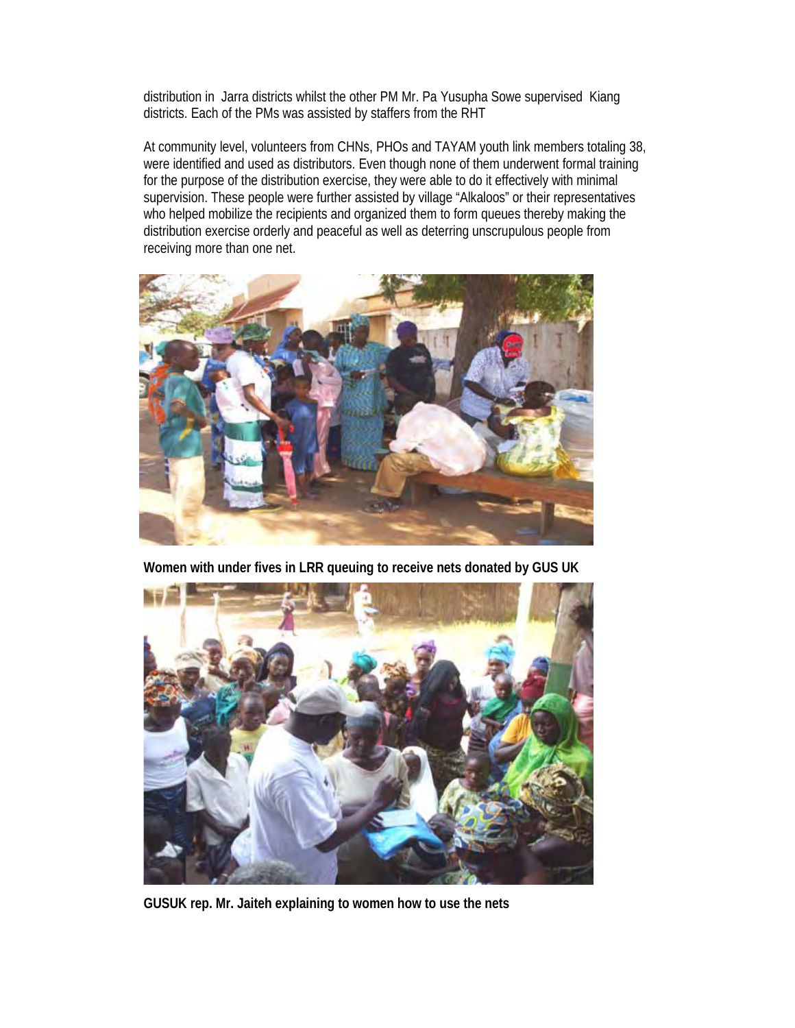distribution in Jarra districts whilst the other PM Mr. Pa Yusupha Sowe supervised Kiang districts. Each of the PMs was assisted by staffers from the RHT

At community level, volunteers from CHNs, PHOs and TAYAM youth link members totaling 38, were identified and used as distributors. Even though none of them underwent formal training for the purpose of the distribution exercise, they were able to do it effectively with minimal supervision. These people were further assisted by village "Alkaloos" or their representatives who helped mobilize the recipients and organized them to form queues thereby making the distribution exercise orderly and peaceful as well as deterring unscrupulous people from receiving more than one net.

**Women with under fives in LRR queuing to receive nets donated by GUS UK**

**GUSUK rep. Mr. Jaiteh explaining to women how to use the nets**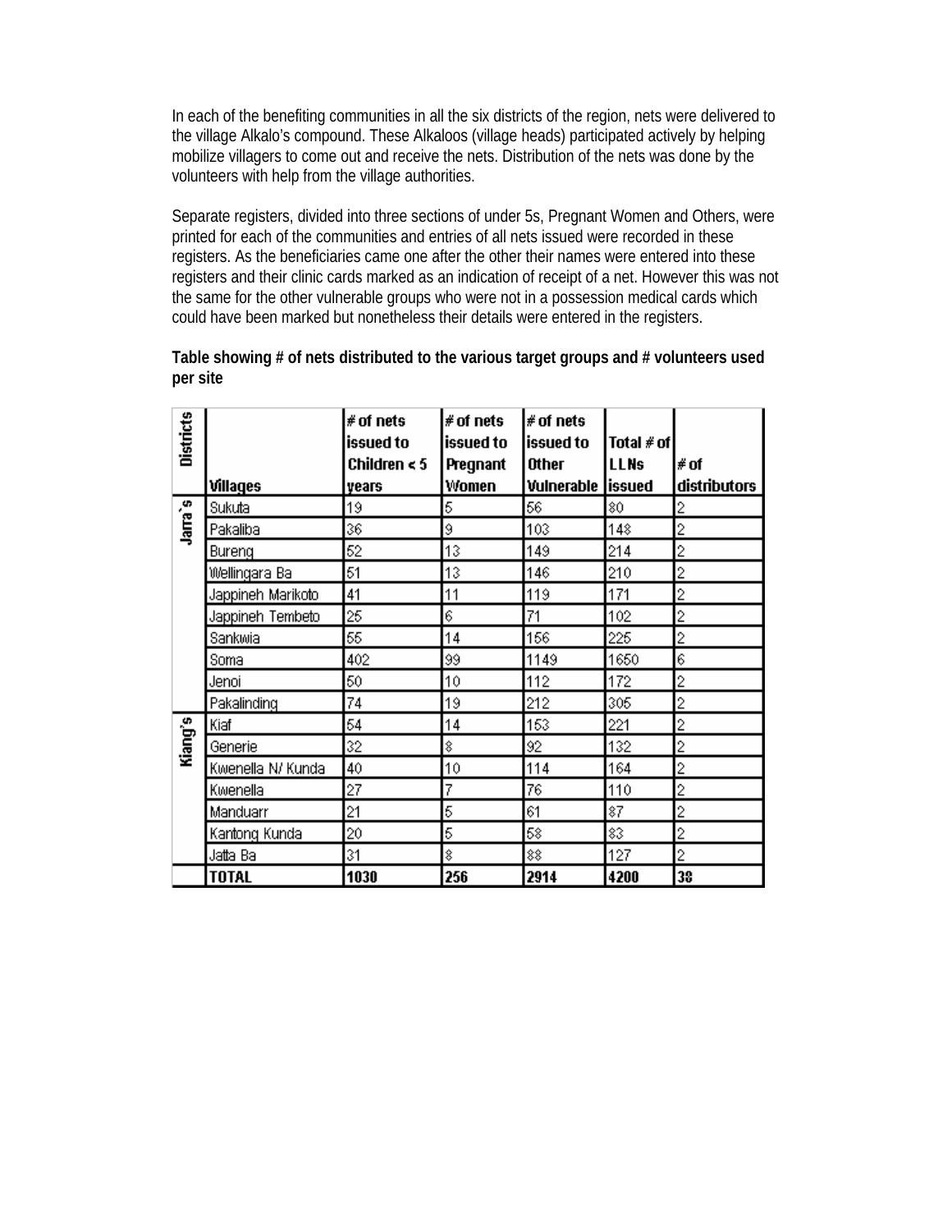In each of the benefiting communities in all the six districts of the region, nets were delivered to the village Alkalo's compound. These Alkaloos (village heads) participated actively by helping mobilize villagers to come out and receive the nets. Distribution of the nets was done by the volunteers with help from the village authorities.

Separate registers, divided into three sections of under 5s, Pregnant Women and Others, were printed for each of the communities and entries of all nets issued were recorded in these registers. As the beneficiaries came one after the other their names were entered into these registers and their clinic cards marked as an indication of receipt of a net. However this was not the same for the other vulnerable groups who were not in a possession medical cards which could have been marked but nonetheless their details were entered in the registers.

**Table showing # of nets distributed to the various target groups and # volunteers used per site**

| Districts | Villages | # of nets issued to Children < 5 years | # of nets issued to Pregnant Women | # of nets issued to Other Vulnerable | Total # of LLNs issued | # of distributors |
|---|---|---|---|---|---|---|
| Jarra`s | Sukuta | 19 | 5 | 56 | 80 | 2 |
| | Pakaliba | 36 | 9 | 103 | 148 | 2 |
| | Bureng | 52 | 13 | 149 | 214 | 2 |
| | Wellingara Ba | 51 | 13 | 146 | 210 | 2 |
| | Jappineh Marikoto | 41 | 11 | 119 | 171 | 2 |
| | Jappineh Tembeto | 25 | 6 | 71 | 102 | 2 |
| | Sankwia | 55 | 14 | 156 | 225 | 2 |
| | Soma | 402 | 99 | 1149 | 1650 | 6 |
| | Jenoi | 50 | 10 | 112 | 172 | 2 |
| | Pakalinding | 74 | 19 | 212 | 305 | 2 |
| Kiang's | Kiaf | 54 | 14 | 153 | 221 | 2 |
| | Generie | 32 | 8 | 92 | 132 | 2 |
| | Kwenella N/ Kunda | 40 | 10 | 114 | 164 | 2 |
| | Kwenella | 27 | 7 | 76 | 110 | 2 |
| | Manduarr | 21 | 5 | 61 | 87 | 2 |
| | Kantong Kunda | 20 | 5 | 58 | 83 | 2 |
| | Jatta Ba | 31 | 8 | 88 | 127 | 2 |
| | **TOTAL** | **1030** | **256** | **2914** | **4200** | **38** |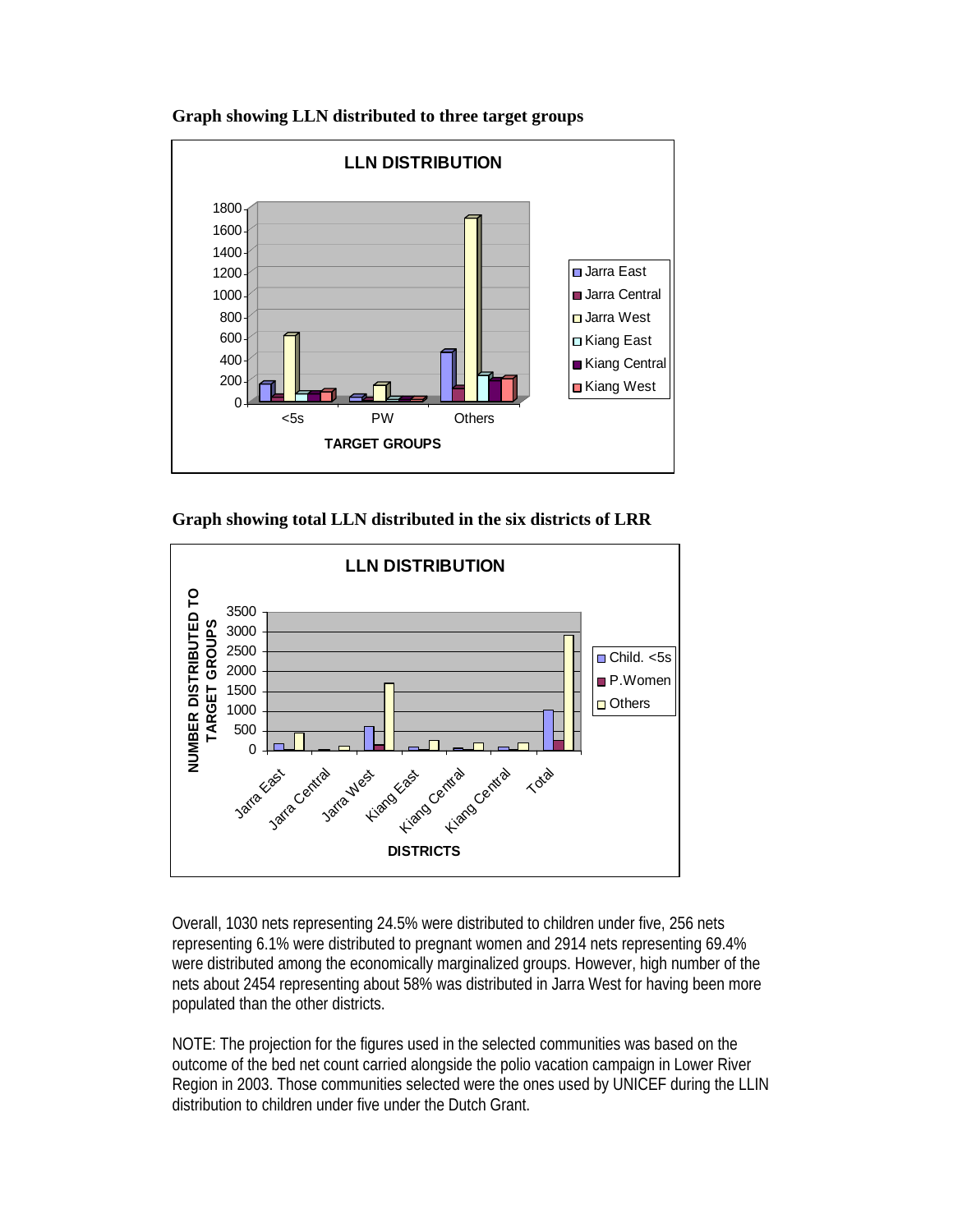**Graph showing LLN distributed to three target groups**

LLN DISTRIBUTION

1800
1600
1400
1200
1000
800
600
400
200
0

<5s
PW
Others

TARGET GROUPS

Jarra East
Jarra Central
Jarra West
Kiang East
Kiang Central
Kiang West

**Graph showing total LLN distributed in the six districts of LRR**

LLN DISTRIBUTION

NUMBER DISTRIBUTED TO TARGET GROUPS

3500
3000
2500
2000
1500
1000
500
0

Jarra East
Jarra Central
Jarra West
Kiang East
Kiang Central
Kiang Central
Total

DISTRICTS

Child. <5s
P.Women
Others

Overall, 1030 nets representing 24.5% were distributed to children under five, 256 nets representing 6.1% were distributed to pregnant women and 2914 nets representing 69.4% were distributed among the economically marginalized groups. However, high number of the nets about 2454 representing about 58% was distributed in Jarra West for having been more populated than the other districts.

NOTE: The projection for the figures used in the selected communities was based on the outcome of the bed net count carried alongside the polio vacation campaign in Lower River Region in 2003. Those communities selected were the ones used by UNICEF during the LLIN distribution to children under five under the Dutch Grant.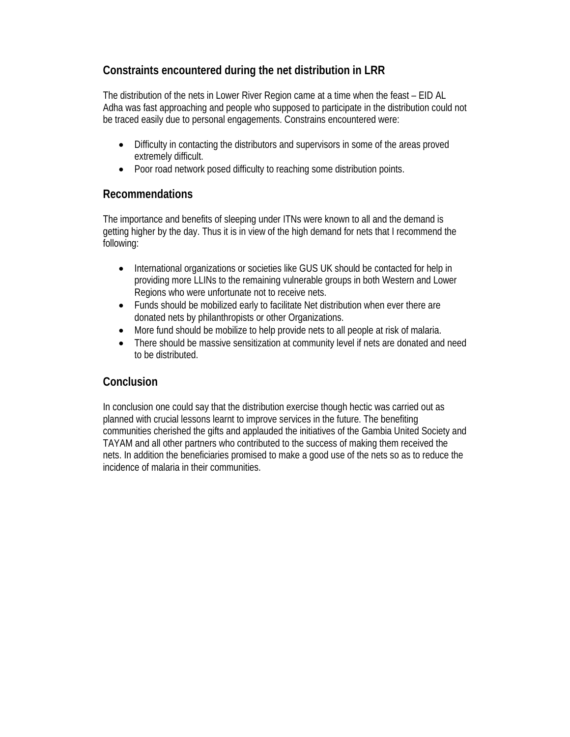## Constraints encountered during the net distribution in LRR

The distribution of the nets in Lower River Region came at a time when the feast – EID AL Adha was fast approaching and people who supposed to participate in the distribution could not be traced easily due to personal engagements. Constrains encountered were:

- Difficulty in contacting the distributors and supervisors in some of the areas proved extremely difficult.
- Poor road network posed difficulty to reaching some distribution points.

## Recommendations

The importance and benefits of sleeping under ITNs were known to all and the demand is getting higher by the day. Thus it is in view of the high demand for nets that I recommend the following:

- International organizations or societies like GUS UK should be contacted for help in providing more LLINs to the remaining vulnerable groups in both Western and Lower Regions who were unfortunate not to receive nets.
- Funds should be mobilized early to facilitate Net distribution when ever there are donated nets by philanthropists or other Organizations.
- More fund should be mobilize to help provide nets to all people at risk of malaria.
- There should be massive sensitization at community level if nets are donated and need to be distributed.

## Conclusion

In conclusion one could say that the distribution exercise though hectic was carried out as planned with crucial lessons learnt to improve services in the future. The benefiting communities cherished the gifts and applauded the initiatives of the Gambia United Society and TAYAM and all other partners who contributed to the success of making them received the nets. In addition the beneficiaries promised to make a good use of the nets so as to reduce the incidence of malaria in their communities.